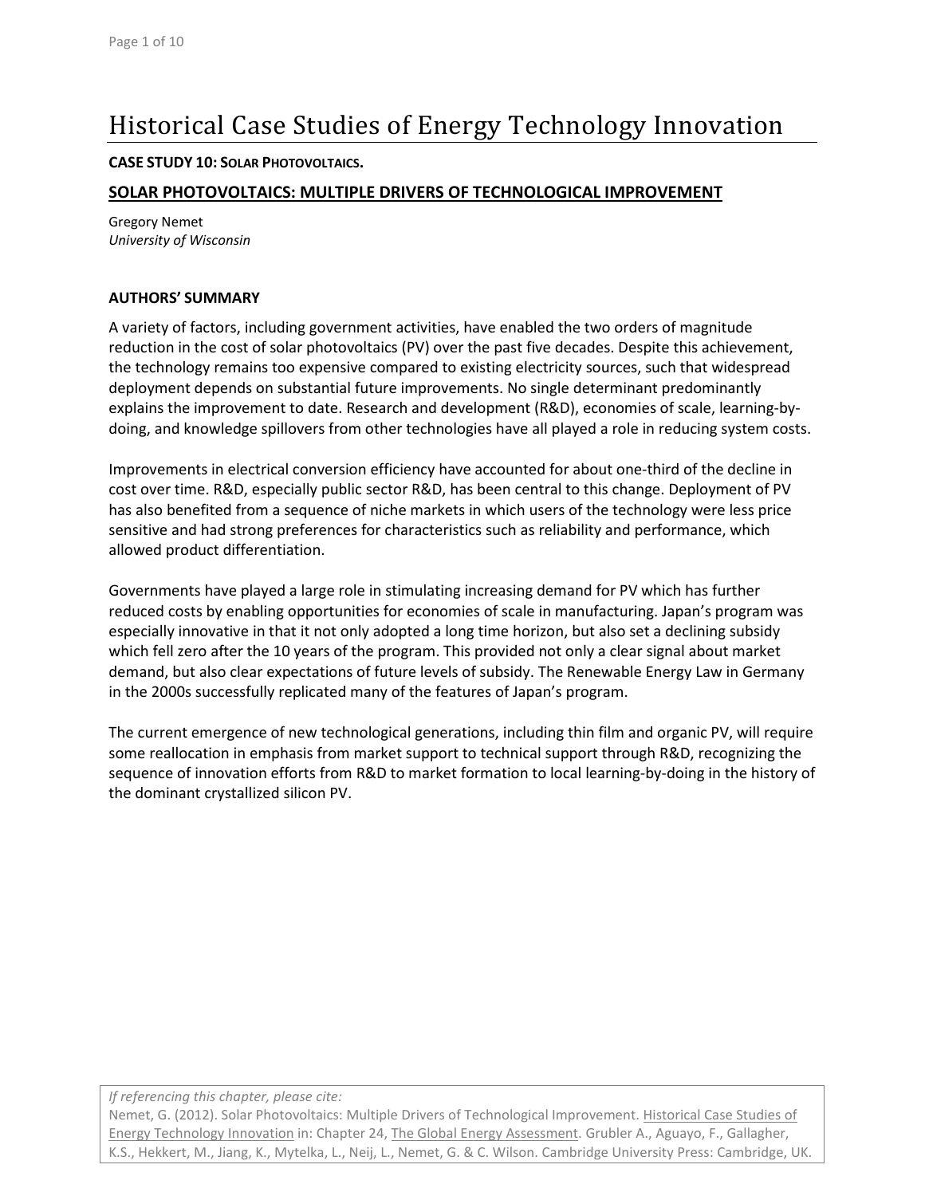# Historical Case Studies of Energy Technology Innovation

**CASE STUDY 10: SOLAR PHOTOVOLTAICS.**

## SOLAR PHOTOVOLTAICS: MULTIPLE DRIVERS OF TECHNOLOGICAL IMPROVEMENT

Gregory Nemet
*University of Wisconsin*

### AUTHORS' SUMMARY

A variety of factors, including government activities, have enabled the two orders of magnitude reduction in the cost of solar photovoltaics (PV) over the past five decades. Despite this achievement, the technology remains too expensive compared to existing electricity sources, such that widespread deployment depends on substantial future improvements. No single determinant predominantly explains the improvement to date. Research and development (R&D), economies of scale, learning-by-doing, and knowledge spillovers from other technologies have all played a role in reducing system costs.

Improvements in electrical conversion efficiency have accounted for about one-third of the decline in cost over time. R&D, especially public sector R&D, has been central to this change. Deployment of PV has also benefited from a sequence of niche markets in which users of the technology were less price sensitive and had strong preferences for characteristics such as reliability and performance, which allowed product differentiation.

Governments have played a large role in stimulating increasing demand for PV which has further reduced costs by enabling opportunities for economies of scale in manufacturing. Japan's program was especially innovative in that it not only adopted a long time horizon, but also set a declining subsidy which fell zero after the 10 years of the program. This provided not only a clear signal about market demand, but also clear expectations of future levels of subsidy. The Renewable Energy Law in Germany in the 2000s successfully replicated many of the features of Japan's program.

The current emergence of new technological generations, including thin film and organic PV, will require some reallocation in emphasis from market support to technical support through R&D, recognizing the sequence of innovation efforts from R&D to market formation to local learning-by-doing in the history of the dominant crystallized silicon PV.

*If referencing this chapter, please cite:*
Nemet, G. (2012). Solar Photovoltaics: Multiple Drivers of Technological Improvement. Historical Case Studies of Energy Technology Innovation in: Chapter 24, The Global Energy Assessment. Grubler A., Aguayo, F., Gallagher, K.S., Hekkert, M., Jiang, K., Mytelka, L., Neij, L., Nemet, G. & C. Wilson. Cambridge University Press: Cambridge, UK.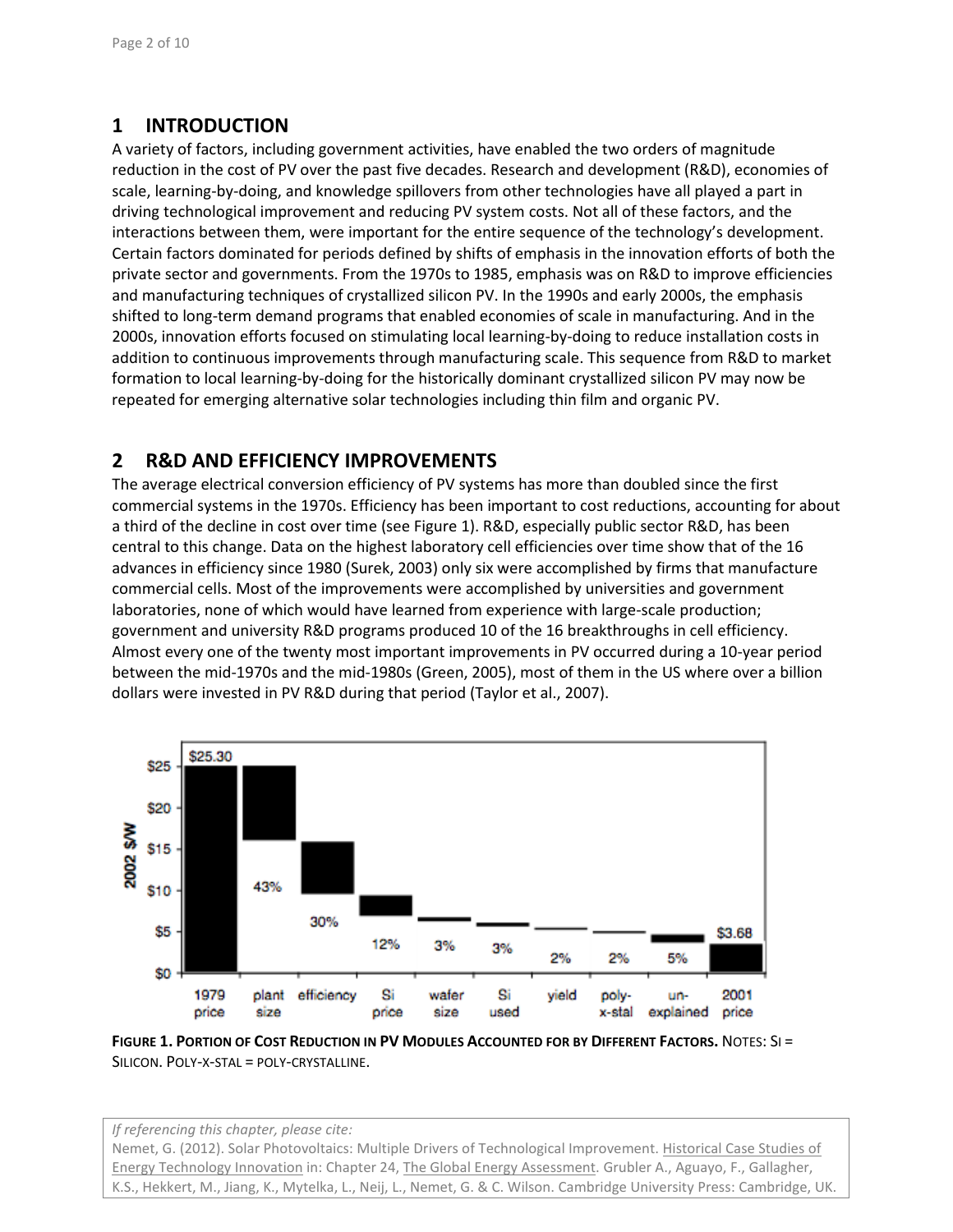## 1 INTRODUCTION

A variety of factors, including government activities, have enabled the two orders of magnitude reduction in the cost of PV over the past five decades. Research and development (R&D), economies of scale, learning-by-doing, and knowledge spillovers from other technologies have all played a part in driving technological improvement and reducing PV system costs. Not all of these factors, and the interactions between them, were important for the entire sequence of the technology's development. Certain factors dominated for periods defined by shifts of emphasis in the innovation efforts of both the private sector and governments. From the 1970s to 1985, emphasis was on R&D to improve efficiencies and manufacturing techniques of crystallized silicon PV. In the 1990s and early 2000s, the emphasis shifted to long-term demand programs that enabled economies of scale in manufacturing. And in the 2000s, innovation efforts focused on stimulating local learning-by-doing to reduce installation costs in addition to continuous improvements through manufacturing scale. This sequence from R&D to market formation to local learning-by-doing for the historically dominant crystallized silicon PV may now be repeated for emerging alternative solar technologies including thin film and organic PV.

## 2 R&D AND EFFICIENCY IMPROVEMENTS

The average electrical conversion efficiency of PV systems has more than doubled since the first commercial systems in the 1970s. Efficiency has been important to cost reductions, accounting for about a third of the decline in cost over time (see Figure 1). R&D, especially public sector R&D, has been central to this change. Data on the highest laboratory cell efficiencies over time show that of the 16 advances in efficiency since 1980 (Surek, 2003) only six were accomplished by firms that manufacture commercial cells. Most of the improvements were accomplished by universities and government laboratories, none of which would have learned from experience with large-scale production; government and university R&D programs produced 10 of the 16 breakthroughs in cell efficiency. Almost every one of the twenty most important improvements in PV occurred during a 10-year period between the mid-1970s and the mid-1980s (Green, 2005), most of them in the US where over a billion dollars were invested in PV R&D during that period (Taylor et al., 2007).

| Factor | Share of cost reduction |
|---|---|
| 1979 price | $25.30 |
| plant size | 43% |
| efficiency | 30% |
| Si price | 12% |
| wafer size | 3% |
| Si used | 3% |
| yield | 2% |
| poly-x-stal | 2% |
| un-explained | 5% |
| 2001 price | $3.68 |

**FIGURE 1. PORTION OF COST REDUCTION IN PV MODULES ACCOUNTED FOR BY DIFFERENT FACTORS.** NOTES: SI = SILICON. POLY-X-STAL = POLY-CRYSTALLINE.

*If referencing this chapter, please cite:*
Nemet, G. (2012). Solar Photovoltaics: Multiple Drivers of Technological Improvement. Historical Case Studies of Energy Technology Innovation in: Chapter 24, The Global Energy Assessment. Grubler A., Aguayo, F., Gallagher, K.S., Hekkert, M., Jiang, K., Mytelka, L., Neij, L., Nemet, G. & C. Wilson. Cambridge University Press: Cambridge, UK.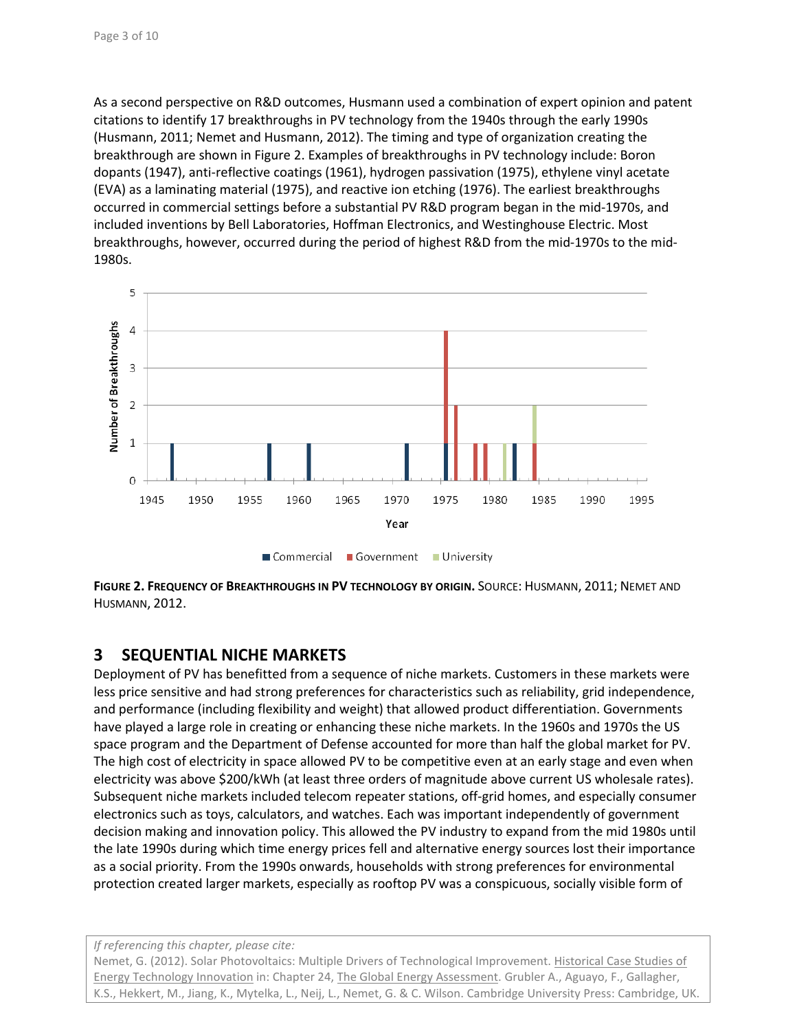As a second perspective on R&D outcomes, Husmann used a combination of expert opinion and patent citations to identify 17 breakthroughs in PV technology from the 1940s through the early 1990s (Husmann, 2011; Nemet and Husmann, 2012). The timing and type of organization creating the breakthrough are shown in Figure 2. Examples of breakthroughs in PV technology include: Boron dopants (1947), anti-reflective coatings (1961), hydrogen passivation (1975), ethylene vinyl acetate (EVA) as a laminating material (1975), and reactive ion etching (1976). The earliest breakthroughs occurred in commercial settings before a substantial PV R&D program began in the mid-1970s, and included inventions by Bell Laboratories, Hoffman Electronics, and Westinghouse Electric. Most breakthroughs, however, occurred during the period of highest R&D from the mid-1970s to the mid-1980s.

**Figure 2. Frequency of Breakthroughs in PV technology by origin.** Source: Husmann, 2011; Nemet and Husmann, 2012.

## 3 SEQUENTIAL NICHE MARKETS

Deployment of PV has benefitted from a sequence of niche markets. Customers in these markets were less price sensitive and had strong preferences for characteristics such as reliability, grid independence, and performance (including flexibility and weight) that allowed product differentiation. Governments have played a large role in creating or enhancing these niche markets. In the 1960s and 1970s the US space program and the Department of Defense accounted for more than half the global market for PV. The high cost of electricity in space allowed PV to be competitive even at an early stage and even when electricity was above \$200/kWh (at least three orders of magnitude above current US wholesale rates). Subsequent niche markets included telecom repeater stations, off-grid homes, and especially consumer electronics such as toys, calculators, and watches. Each was important independently of government decision making and innovation policy. This allowed the PV industry to expand from the mid 1980s until the late 1990s during which time energy prices fell and alternative energy sources lost their importance as a social priority. From the 1990s onwards, households with strong preferences for environmental protection created larger markets, especially as rooftop PV was a conspicuous, socially visible form of

*If referencing this chapter, please cite:*
Nemet, G. (2012). Solar Photovoltaics: Multiple Drivers of Technological Improvement. Historical Case Studies of Energy Technology Innovation in: Chapter 24, The Global Energy Assessment. Grubler A., Aguayo, F., Gallagher, K.S., Hekkert, M., Jiang, K., Mytelka, L., Neij, L., Nemet, G. & C. Wilson. Cambridge University Press: Cambridge, UK.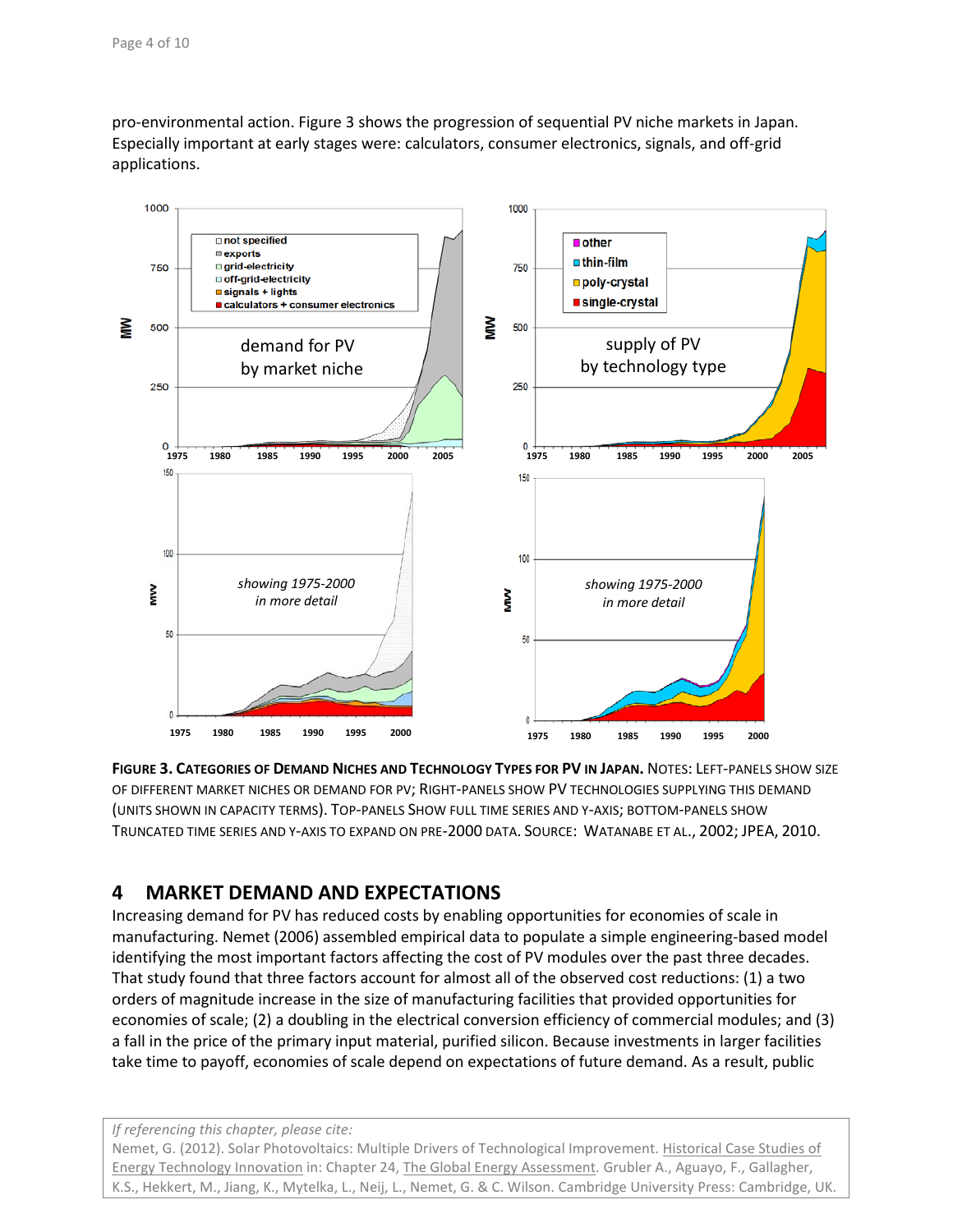pro-environmental action. Figure 3 shows the progression of sequential PV niche markets in Japan. Especially important at early stages were: calculators, consumer electronics, signals, and off-grid applications.

**FIGURE 3. CATEGORIES OF DEMAND NICHES AND TECHNOLOGY TYPES FOR PV IN JAPAN.** NOTES: LEFT-PANELS SHOW SIZE OF DIFFERENT MARKET NICHES OR DEMAND FOR PV; RIGHT-PANELS SHOW PV TECHNOLOGIES SUPPLYING THIS DEMAND (UNITS SHOWN IN CAPACITY TERMS). TOP-PANELS SHOW FULL TIME SERIES AND Y-AXIS; BOTTOM-PANELS SHOW TRUNCATED TIME SERIES AND Y-AXIS TO EXPAND ON PRE-2000 DATA. SOURCE: WATANABE ET AL., 2002; JPEA, 2010.

## 4 MARKET DEMAND AND EXPECTATIONS

Increasing demand for PV has reduced costs by enabling opportunities for economies of scale in manufacturing. Nemet (2006) assembled empirical data to populate a simple engineering-based model identifying the most important factors affecting the cost of PV modules over the past three decades. That study found that three factors account for almost all of the observed cost reductions: (1) a two orders of magnitude increase in the size of manufacturing facilities that provided opportunities for economies of scale; (2) a doubling in the electrical conversion efficiency of commercial modules; and (3) a fall in the price of the primary input material, purified silicon. Because investments in larger facilities take time to payoff, economies of scale depend on expectations of future demand. As a result, public

*If referencing this chapter, please cite:*
Nemet, G. (2012). Solar Photovoltaics: Multiple Drivers of Technological Improvement. Historical Case Studies of Energy Technology Innovation in: Chapter 24, The Global Energy Assessment. Grubler A., Aguayo, F., Gallagher, K.S., Hekkert, M., Jiang, K., Mytelka, L., Neij, L., Nemet, G. & C. Wilson. Cambridge University Press: Cambridge, UK.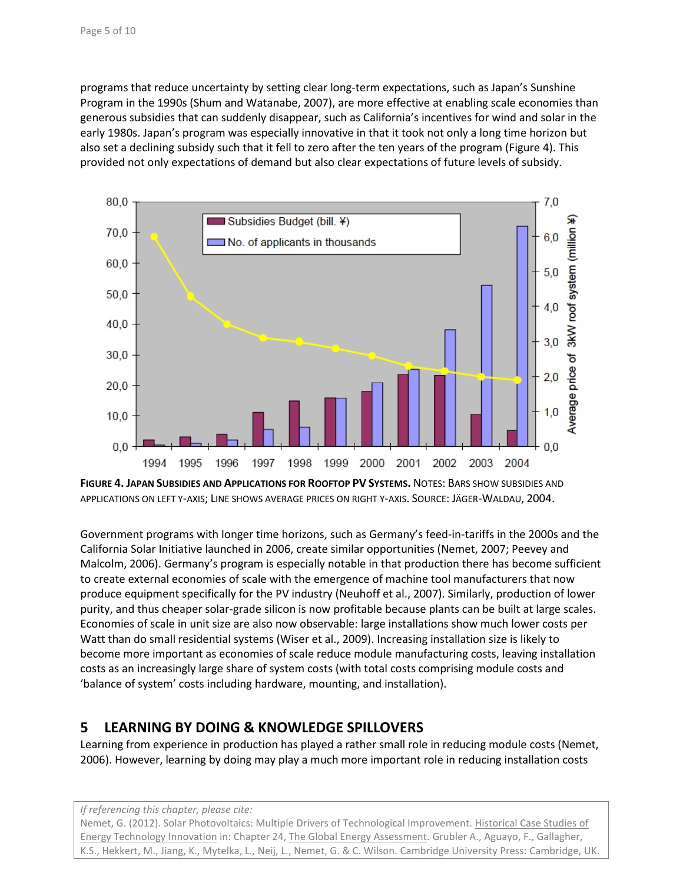programs that reduce uncertainty by setting clear long-term expectations, such as Japan's Sunshine Program in the 1990s (Shum and Watanabe, 2007), are more effective at enabling scale economies than generous subsidies that can suddenly disappear, such as California's incentives for wind and solar in the early 1980s. Japan's program was especially innovative in that it took not only a long time horizon but also set a declining subsidy such that it fell to zero after the ten years of the program (Figure 4). This provided not only expectations of demand but also clear expectations of future levels of subsidy.

**Figure 4. Japan Subsidies and Applications for Rooftop PV Systems.** Notes: Bars show subsidies and applications on left y-axis; line shows average prices on right y-axis. Source: Jäger-Waldau, 2004.

Government programs with longer time horizons, such as Germany's feed-in-tariffs in the 2000s and the California Solar Initiative launched in 2006, create similar opportunities (Nemet, 2007; Peevey and Malcolm, 2006). Germany's program is especially notable in that production there has become sufficient to create external economies of scale with the emergence of machine tool manufacturers that now produce equipment specifically for the PV industry (Neuhoff et al., 2007). Similarly, production of lower purity, and thus cheaper solar-grade silicon is now profitable because plants can be built at large scales. Economies of scale in unit size are also now observable: large installations show much lower costs per Watt than do small residential systems (Wiser et al., 2009). Increasing installation size is likely to become more important as economies of scale reduce module manufacturing costs, leaving installation costs as an increasingly large share of system costs (with total costs comprising module costs and 'balance of system' costs including hardware, mounting, and installation).

## 5 LEARNING BY DOING & KNOWLEDGE SPILLOVERS

Learning from experience in production has played a rather small role in reducing module costs (Nemet, 2006). However, learning by doing may play a much more important role in reducing installation costs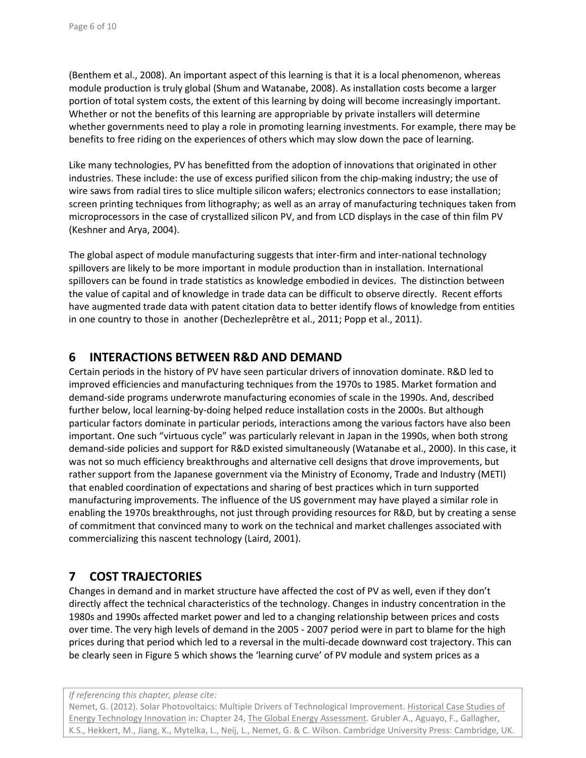(Benthem et al., 2008). An important aspect of this learning is that it is a local phenomenon, whereas module production is truly global (Shum and Watanabe, 2008). As installation costs become a larger portion of total system costs, the extent of this learning by doing will become increasingly important. Whether or not the benefits of this learning are appropriable by private installers will determine whether governments need to play a role in promoting learning investments. For example, there may be benefits to free riding on the experiences of others which may slow down the pace of learning.

Like many technologies, PV has benefitted from the adoption of innovations that originated in other industries. These include: the use of excess purified silicon from the chip-making industry; the use of wire saws from radial tires to slice multiple silicon wafers; electronics connectors to ease installation; screen printing techniques from lithography; as well as an array of manufacturing techniques taken from microprocessors in the case of crystallized silicon PV, and from LCD displays in the case of thin film PV (Keshner and Arya, 2004).

The global aspect of module manufacturing suggests that inter-firm and inter-national technology spillovers are likely to be more important in module production than in installation. International spillovers can be found in trade statistics as knowledge embodied in devices. The distinction between the value of capital and of knowledge in trade data can be difficult to observe directly. Recent efforts have augmented trade data with patent citation data to better identify flows of knowledge from entities in one country to those in another (Dechezleprêtre et al., 2011; Popp et al., 2011).

## 6 INTERACTIONS BETWEEN R&D AND DEMAND

Certain periods in the history of PV have seen particular drivers of innovation dominate. R&D led to improved efficiencies and manufacturing techniques from the 1970s to 1985. Market formation and demand-side programs underwrote manufacturing economies of scale in the 1990s. And, described further below, local learning-by-doing helped reduce installation costs in the 2000s. But although particular factors dominate in particular periods, interactions among the various factors have also been important. One such "virtuous cycle" was particularly relevant in Japan in the 1990s, when both strong demand-side policies and support for R&D existed simultaneously (Watanabe et al., 2000). In this case, it was not so much efficiency breakthroughs and alternative cell designs that drove improvements, but rather support from the Japanese government via the Ministry of Economy, Trade and Industry (METI) that enabled coordination of expectations and sharing of best practices which in turn supported manufacturing improvements. The influence of the US government may have played a similar role in enabling the 1970s breakthroughs, not just through providing resources for R&D, but by creating a sense of commitment that convinced many to work on the technical and market challenges associated with commercializing this nascent technology (Laird, 2001).

## 7 COST TRAJECTORIES

Changes in demand and in market structure have affected the cost of PV as well, even if they don't directly affect the technical characteristics of the technology. Changes in industry concentration in the 1980s and 1990s affected market power and led to a changing relationship between prices and costs over time. The very high levels of demand in the 2005 - 2007 period were in part to blame for the high prices during that period which led to a reversal in the multi-decade downward cost trajectory. This can be clearly seen in Figure 5 which shows the 'learning curve' of PV module and system prices as a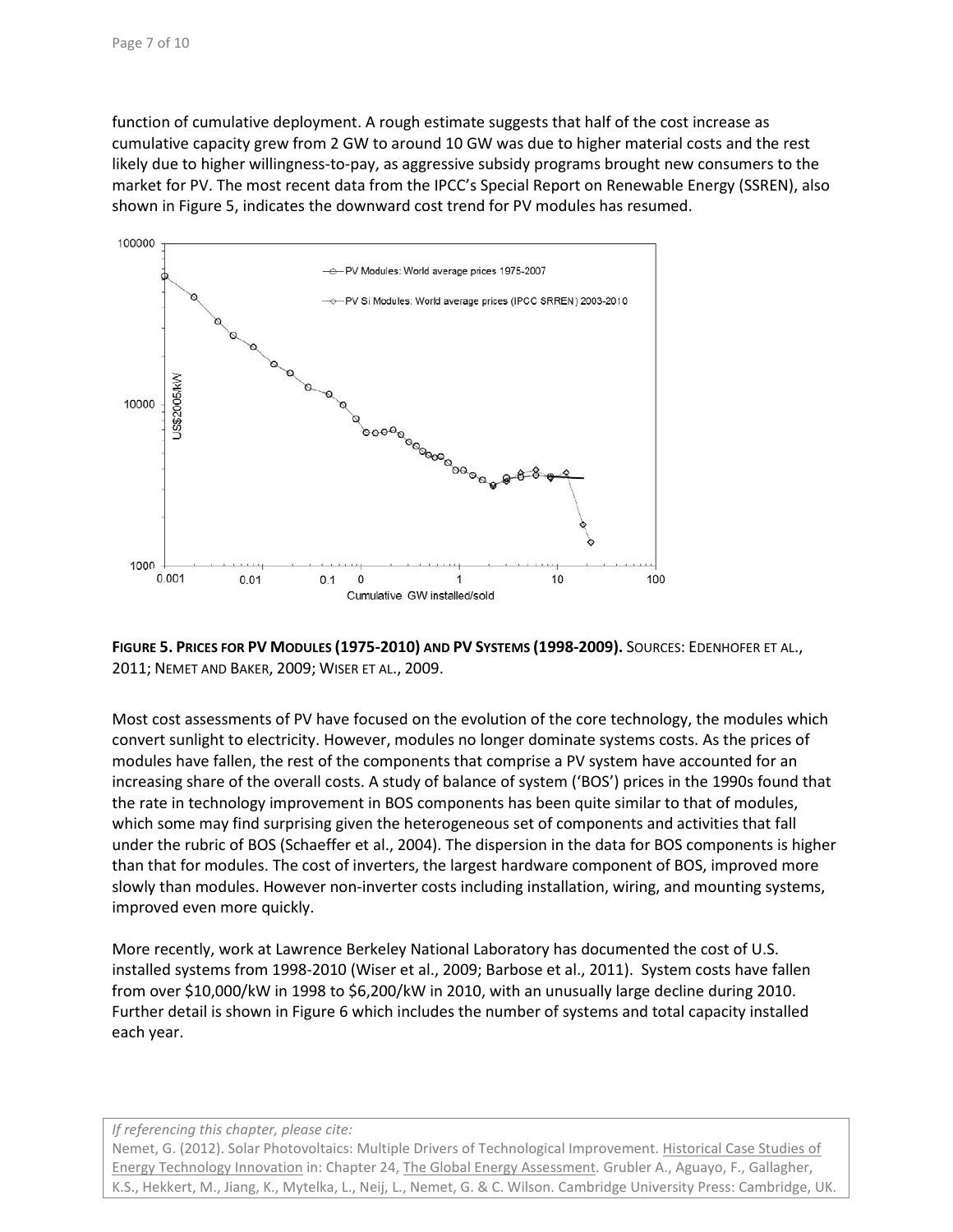function of cumulative deployment. A rough estimate suggests that half of the cost increase as cumulative capacity grew from 2 GW to around 10 GW was due to higher material costs and the rest likely due to higher willingness-to-pay, as aggressive subsidy programs brought new consumers to the market for PV. The most recent data from the IPCC's Special Report on Renewable Energy (SSREN), also shown in Figure 5, indicates the downward cost trend for PV modules has resumed.

**FIGURE 5. PRICES FOR PV MODULES (1975-2010) AND PV SYSTEMS (1998-2009).** SOURCES: EDENHOFER ET AL., 2011; NEMET AND BAKER, 2009; WISER ET AL., 2009.

Most cost assessments of PV have focused on the evolution of the core technology, the modules which convert sunlight to electricity. However, modules no longer dominate systems costs. As the prices of modules have fallen, the rest of the components that comprise a PV system have accounted for an increasing share of the overall costs. A study of balance of system ('BOS') prices in the 1990s found that the rate in technology improvement in BOS components has been quite similar to that of modules, which some may find surprising given the heterogeneous set of components and activities that fall under the rubric of BOS (Schaeffer et al., 2004). The dispersion in the data for BOS components is higher than that for modules. The cost of inverters, the largest hardware component of BOS, improved more slowly than modules. However non-inverter costs including installation, wiring, and mounting systems, improved even more quickly.

More recently, work at Lawrence Berkeley National Laboratory has documented the cost of U.S. installed systems from 1998-2010 (Wiser et al., 2009; Barbose et al., 2011). System costs have fallen from over \$10,000/kW in 1998 to \$6,200/kW in 2010, with an unusually large decline during 2010. Further detail is shown in Figure 6 which includes the number of systems and total capacity installed each year.

*If referencing this chapter, please cite:*
Nemet, G. (2012). Solar Photovoltaics: Multiple Drivers of Technological Improvement. Historical Case Studies of Energy Technology Innovation in: Chapter 24, The Global Energy Assessment. Grubler A., Aguayo, F., Gallagher, K.S., Hekkert, M., Jiang, K., Mytelka, L., Neij, L., Nemet, G. & C. Wilson. Cambridge University Press: Cambridge, UK.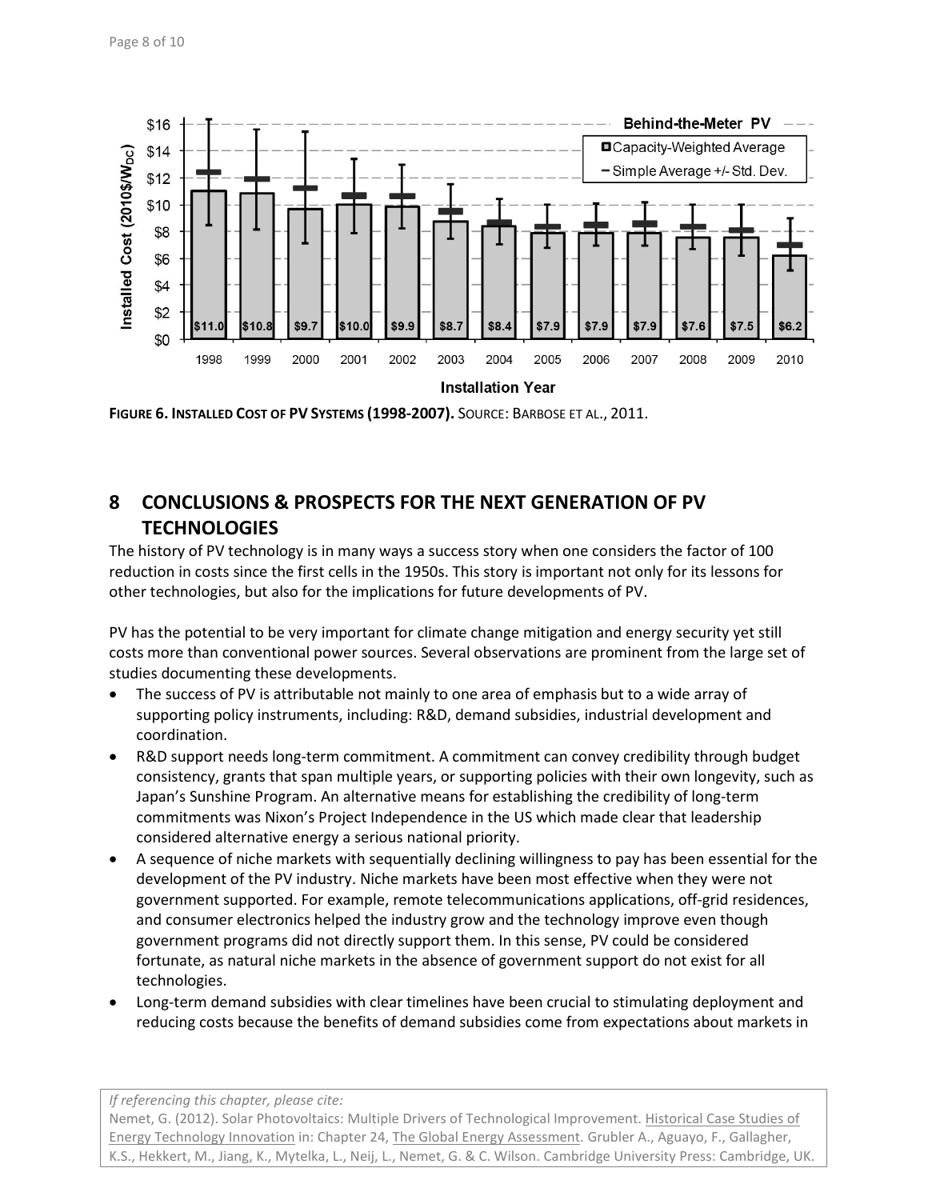Behind-the-Meter PV

Capacity-Weighted Average

Simple Average +/- Std. Dev.

Installed Cost (2010$/$W_{DC}$)

$16
$14
$12
$10
$8
$6
$4
$2
$0

$11.0 $10.8 $9.7 $10.0 $9.9 $8.7 $8.4 $7.9 $7.9 $7.9 $7.6 $7.5 $6.2

1998 1999 2000 2001 2002 2003 2004 2005 2006 2007 2008 2009 2010

Installation Year

**FIGURE 6. INSTALLED COST OF PV SYSTEMS (1998-2007).** SOURCE: BARBOSE ET AL., 2011.

# 8 CONCLUSIONS & PROSPECTS FOR THE NEXT GENERATION OF PV TECHNOLOGIES

The history of PV technology is in many ways a success story when one considers the factor of 100 reduction in costs since the first cells in the 1950s. This story is important not only for its lessons for other technologies, but also for the implications for future developments of PV.

PV has the potential to be very important for climate change mitigation and energy security yet still costs more than conventional power sources. Several observations are prominent from the large set of studies documenting these developments.

- The success of PV is attributable not mainly to one area of emphasis but to a wide array of supporting policy instruments, including: R&D, demand subsidies, industrial development and coordination.
- R&D support needs long-term commitment. A commitment can convey credibility through budget consistency, grants that span multiple years, or supporting policies with their own longevity, such as Japan's Sunshine Program. An alternative means for establishing the credibility of long-term commitments was Nixon's Project Independence in the US which made clear that leadership considered alternative energy a serious national priority.
- A sequence of niche markets with sequentially declining willingness to pay has been essential for the development of the PV industry. Niche markets have been most effective when they were not government supported. For example, remote telecommunications applications, off-grid residences, and consumer electronics helped the industry grow and the technology improve even though government programs did not directly support them. In this sense, PV could be considered fortunate, as natural niche markets in the absence of government support do not exist for all technologies.
- Long-term demand subsidies with clear timelines have been crucial to stimulating deployment and reducing costs because the benefits of demand subsidies come from expectations about markets in

*If referencing this chapter, please cite:*
Nemet, G. (2012). Solar Photovoltaics: Multiple Drivers of Technological Improvement. Historical Case Studies of Energy Technology Innovation in: Chapter 24, The Global Energy Assessment. Grubler A., Aguayo, F., Gallagher, K.S., Hekkert, M., Jiang, K., Mytelka, L., Neij, L., Nemet, G. & C. Wilson. Cambridge University Press: Cambridge, UK.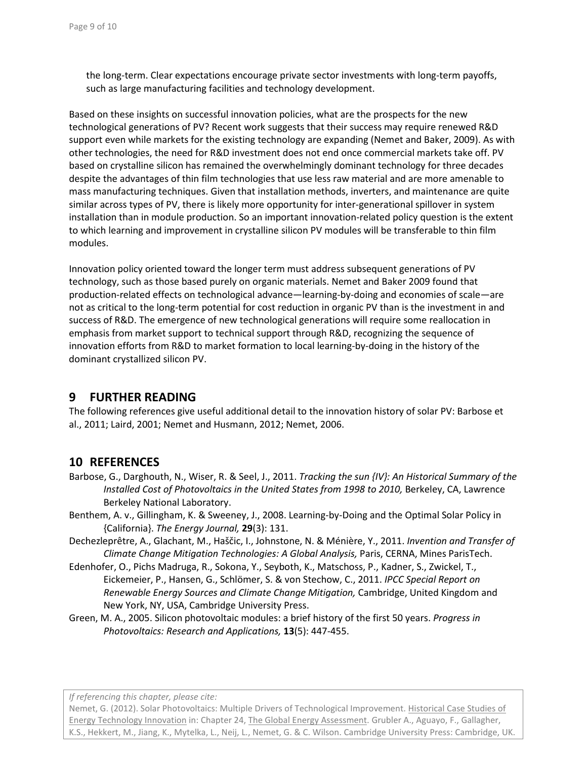the long-term. Clear expectations encourage private sector investments with long-term payoffs, such as large manufacturing facilities and technology development.

Based on these insights on successful innovation policies, what are the prospects for the new technological generations of PV? Recent work suggests that their success may require renewed R&D support even while markets for the existing technology are expanding (Nemet and Baker, 2009). As with other technologies, the need for R&D investment does not end once commercial markets take off. PV based on crystalline silicon has remained the overwhelmingly dominant technology for three decades despite the advantages of thin film technologies that use less raw material and are more amenable to mass manufacturing techniques. Given that installation methods, inverters, and maintenance are quite similar across types of PV, there is likely more opportunity for inter-generational spillover in system installation than in module production. So an important innovation-related policy question is the extent to which learning and improvement in crystalline silicon PV modules will be transferable to thin film modules.

Innovation policy oriented toward the longer term must address subsequent generations of PV technology, such as those based purely on organic materials. Nemet and Baker 2009 found that production-related effects on technological advance—learning-by-doing and economies of scale—are not as critical to the long-term potential for cost reduction in organic PV than is the investment in and success of R&D. The emergence of new technological generations will require some reallocation in emphasis from market support to technical support through R&D, recognizing the sequence of innovation efforts from R&D to market formation to local learning-by-doing in the history of the dominant crystallized silicon PV.

## 9 FURTHER READING

The following references give useful additional detail to the innovation history of solar PV: Barbose et al., 2011; Laird, 2001; Nemet and Husmann, 2012; Nemet, 2006.

## 10 REFERENCES

Barbose, G., Darghouth, N., Wiser, R. & Seel, J., 2011. *Tracking the sun {IV}: An Historical Summary of the Installed Cost of Photovoltaics in the United States from 1998 to 2010,* Berkeley, CA, Lawrence Berkeley National Laboratory.

Benthem, A. v., Gillingham, K. & Sweeney, J., 2008. Learning-by-Doing and the Optimal Solar Policy in {California}. *The Energy Journal,* **29**(3): 131.

Dechezleprêtre, A., Glachant, M., Haščic, I., Johnstone, N. & Ménière, Y., 2011. *Invention and Transfer of Climate Change Mitigation Technologies: A Global Analysis,* Paris, CERNA, Mines ParisTech.

Edenhofer, O., Pichs Madruga, R., Sokona, Y., Seyboth, K., Matschoss, P., Kadner, S., Zwickel, T., Eickemeier, P., Hansen, G., Schlömer, S. & von Stechow, C., 2011. *IPCC Special Report on Renewable Energy Sources and Climate Change Mitigation,* Cambridge, United Kingdom and New York, NY, USA, Cambridge University Press.

Green, M. A., 2005. Silicon photovoltaic modules: a brief history of the first 50 years. *Progress in Photovoltaics: Research and Applications,* **13**(5): 447-455.

*If referencing this chapter, please cite:*
Nemet, G. (2012). Solar Photovoltaics: Multiple Drivers of Technological Improvement. Historical Case Studies of Energy Technology Innovation in: Chapter 24, The Global Energy Assessment. Grubler A., Aguayo, F., Gallagher, K.S., Hekkert, M., Jiang, K., Mytelka, L., Neij, L., Nemet, G. & C. Wilson. Cambridge University Press: Cambridge, UK.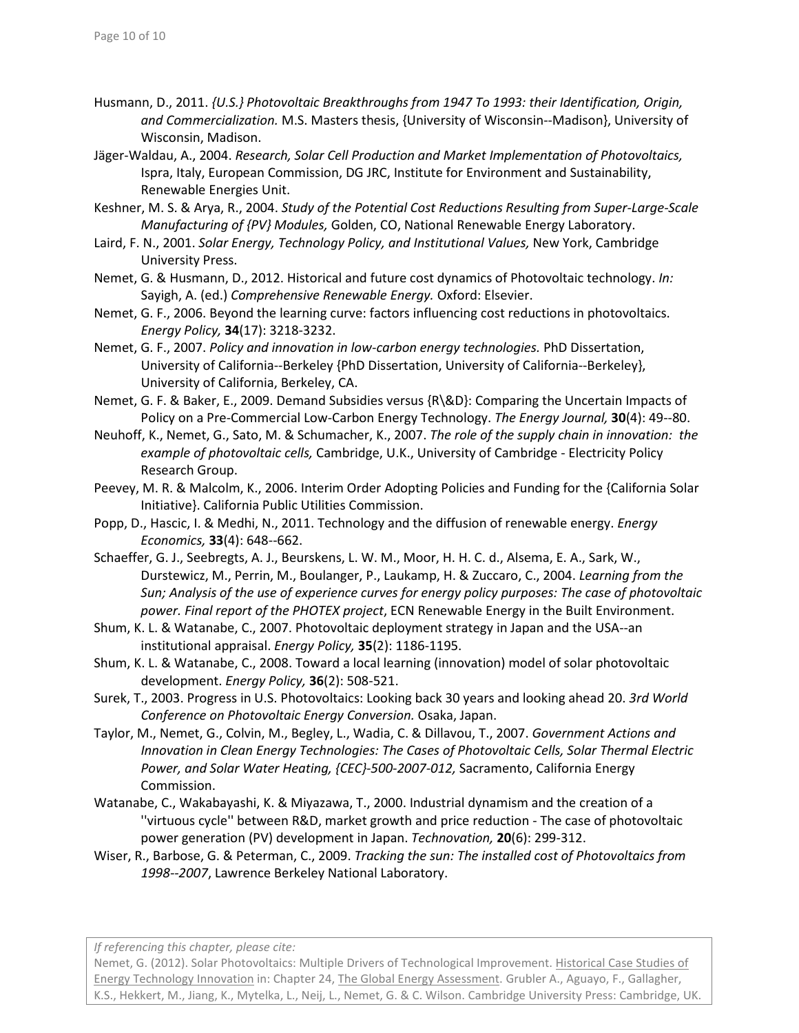Husmann, D., 2011. *{U.S.} Photovoltaic Breakthroughs from 1947 To 1993: their Identification, Origin, and Commercialization.* M.S. Masters thesis, {University of Wisconsin--Madison}, University of Wisconsin, Madison.

Jäger-Waldau, A., 2004. *Research, Solar Cell Production and Market Implementation of Photovoltaics,* Ispra, Italy, European Commission, DG JRC, Institute for Environment and Sustainability, Renewable Energies Unit.

Keshner, M. S. & Arya, R., 2004. *Study of the Potential Cost Reductions Resulting from Super-Large-Scale Manufacturing of {PV} Modules,* Golden, CO, National Renewable Energy Laboratory.

Laird, F. N., 2001. *Solar Energy, Technology Policy, and Institutional Values,* New York, Cambridge University Press.

Nemet, G. & Husmann, D., 2012. Historical and future cost dynamics of Photovoltaic technology. *In:* Sayigh, A. (ed.) *Comprehensive Renewable Energy.* Oxford: Elsevier.

Nemet, G. F., 2006. Beyond the learning curve: factors influencing cost reductions in photovoltaics. *Energy Policy,* **34**(17): 3218-3232.

Nemet, G. F., 2007. *Policy and innovation in low-carbon energy technologies.* PhD Dissertation, University of California--Berkeley {PhD Dissertation, University of California--Berkeley}, University of California, Berkeley, CA.

Nemet, G. F. & Baker, E., 2009. Demand Subsidies versus {R\&D}: Comparing the Uncertain Impacts of Policy on a Pre-Commercial Low-Carbon Energy Technology. *The Energy Journal,* **30**(4): 49--80.

Neuhoff, K., Nemet, G., Sato, M. & Schumacher, K., 2007. *The role of the supply chain in innovation: the example of photovoltaic cells,* Cambridge, U.K., University of Cambridge - Electricity Policy Research Group.

Peevey, M. R. & Malcolm, K., 2006. Interim Order Adopting Policies and Funding for the {California Solar Initiative}. California Public Utilities Commission.

Popp, D., Hascic, I. & Medhi, N., 2011. Technology and the diffusion of renewable energy. *Energy Economics,* **33**(4): 648--662.

Schaeffer, G. J., Seebregts, A. J., Beurskens, L. W. M., Moor, H. H. C. d., Alsema, E. A., Sark, W., Durstewicz, M., Perrin, M., Boulanger, P., Laukamp, H. & Zuccaro, C., 2004. *Learning from the Sun; Analysis of the use of experience curves for energy policy purposes: The case of photovoltaic power. Final report of the PHOTEX project*, ECN Renewable Energy in the Built Environment.

Shum, K. L. & Watanabe, C., 2007. Photovoltaic deployment strategy in Japan and the USA--an institutional appraisal. *Energy Policy,* **35**(2): 1186-1195.

Shum, K. L. & Watanabe, C., 2008. Toward a local learning (innovation) model of solar photovoltaic development. *Energy Policy,* **36**(2): 508-521.

Surek, T., 2003. Progress in U.S. Photovoltaics: Looking back 30 years and looking ahead 20. *3rd World Conference on Photovoltaic Energy Conversion.* Osaka, Japan.

Taylor, M., Nemet, G., Colvin, M., Begley, L., Wadia, C. & Dillavou, T., 2007. *Government Actions and Innovation in Clean Energy Technologies: The Cases of Photovoltaic Cells, Solar Thermal Electric Power, and Solar Water Heating, {CEC}-500-2007-012,* Sacramento, California Energy Commission.

Watanabe, C., Wakabayashi, K. & Miyazawa, T., 2000. Industrial dynamism and the creation of a ''virtuous cycle'' between R&D, market growth and price reduction - The case of photovoltaic power generation (PV) development in Japan. *Technovation,* **20**(6): 299-312.

Wiser, R., Barbose, G. & Peterman, C., 2009. *Tracking the sun: The installed cost of Photovoltaics from 1998--2007*, Lawrence Berkeley National Laboratory.

*If referencing this chapter, please cite:*
Nemet, G. (2012). Solar Photovoltaics: Multiple Drivers of Technological Improvement. Historical Case Studies of Energy Technology Innovation in: Chapter 24, The Global Energy Assessment. Grubler A., Aguayo, F., Gallagher, K.S., Hekkert, M., Jiang, K., Mytelka, L., Neij, L., Nemet, G. & C. Wilson. Cambridge University Press: Cambridge, UK.